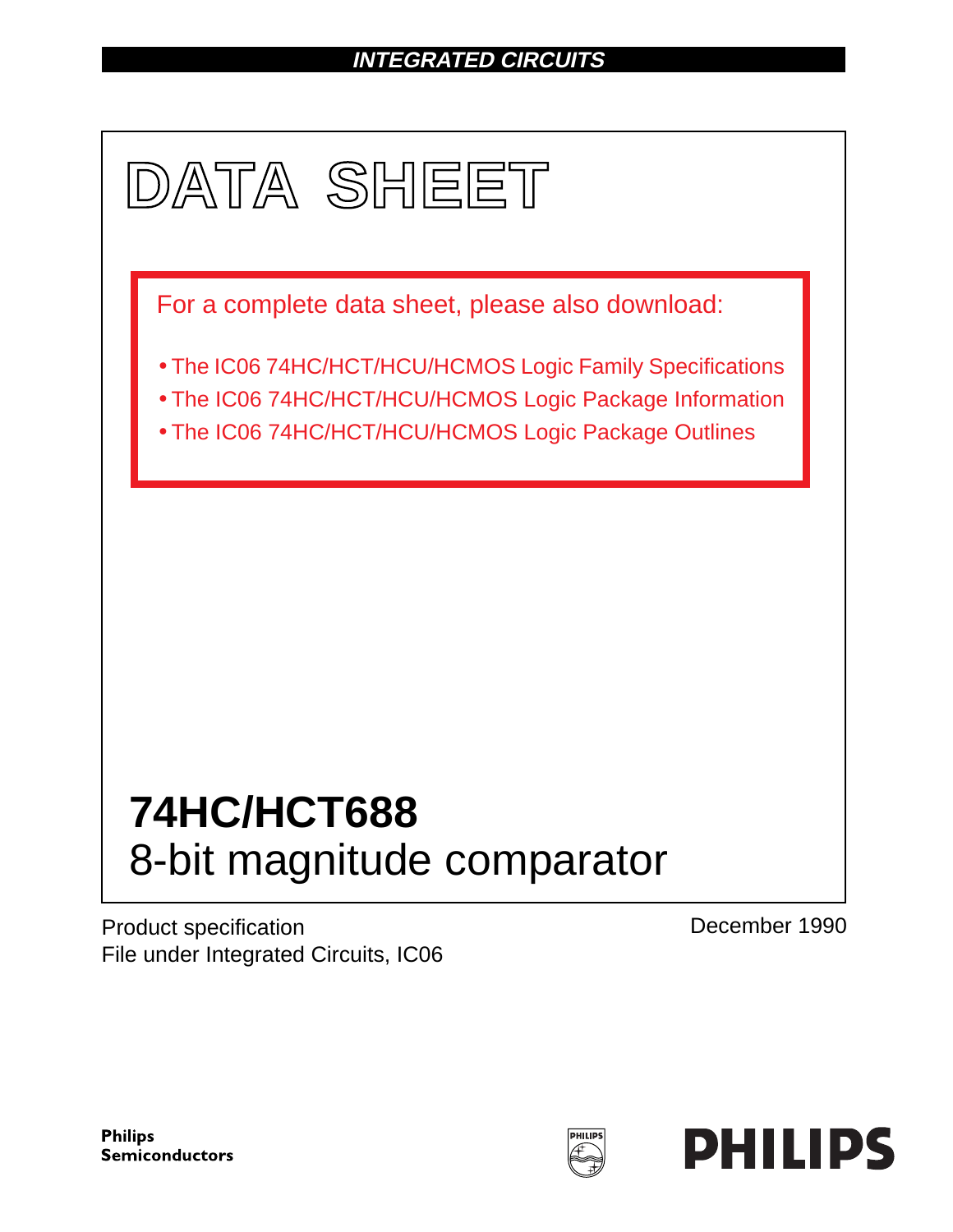INTEGRATED CIRCUITS

# DATA SHEET

For a complete data sheet, please also download:

- The IC06 74HC/HCT/HCU/HCMOS Logic Family Specifications
- The IC06 74HC/HCT/HCU/HCMOS Logic Package Information
- The IC06 74HC/HCT/HCU/HCMOS Logic Package Outlines

# 74HC/HCT688
## 8-bit magnitude comparator

Product specification
File under Integrated Circuits, IC06

December 1990

Philips Semiconductors

PHILIPS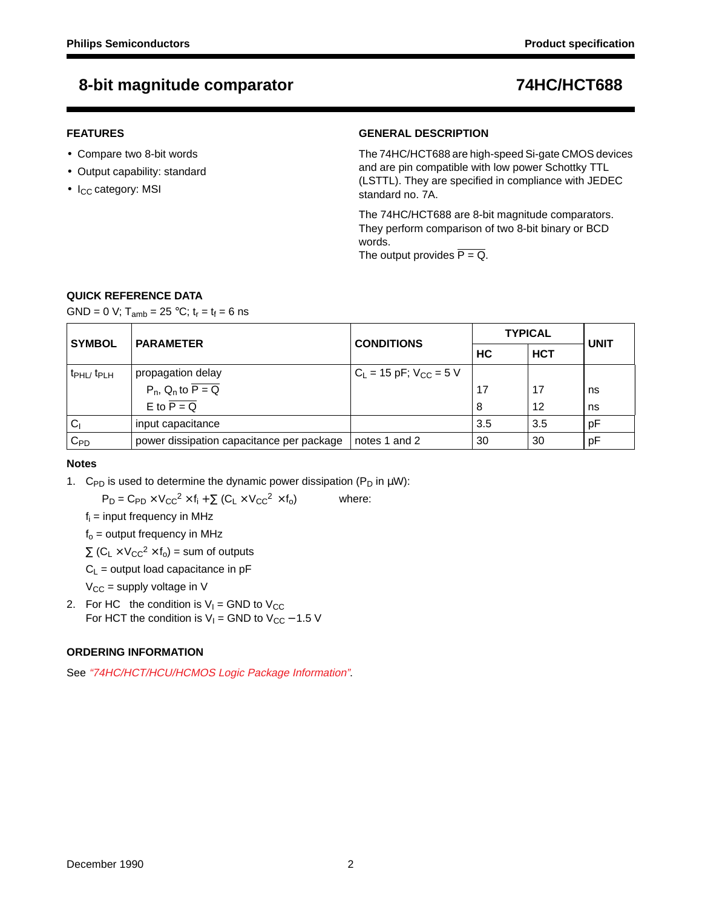# 8-bit magnitude comparator — 74HC/HCT688

## FEATURES

- Compare two 8-bit words
- Output capability: standard
- $I_{CC}$ category: MSI

## GENERAL DESCRIPTION

The 74HC/HCT688 are high-speed Si-gate CMOS devices and are pin compatible with low power Schottky TTL (LSTTL). They are specified in compliance with JEDEC standard no. 7A.

The 74HC/HCT688 are 8-bit magnitude comparators. They perform comparison of two 8-bit binary or BCD words.
The output provides $\overline{P = Q}$.

## QUICK REFERENCE DATA

GND = 0 V; $T_{amb}$ = 25 °C; $t_r = t_f$ = 6 ns

| SYMBOL | PARAMETER | CONDITIONS | TYPICAL | | UNIT |
|---|---|---|---|---|---|
| | | | HC | HCT | |
| $t_{PHL}$/ $t_{PLH}$ | propagation delay | $C_L$ = 15 pF; $V_{CC}$ = 5 V | | | |
| | $P_n$, $Q_n$ to $\overline{P = Q}$ | | 17 | 17 | ns |
| | E to $\overline{P = Q}$ | | 8 | 12 | ns |
| $C_I$ | input capacitance | | 3.5 | 3.5 | pF |
| $C_{PD}$ | power dissipation capacitance per package | notes 1 and 2 | 30 | 30 | pF |

### Notes

1. $C_{PD}$ is used to determine the dynamic power dissipation ($P_D$ in μW):

   $P_D = C_{PD} \times V_{CC}^2 \times f_i + \sum (C_L \times V_{CC}^2 \times f_o)$ where:

   $f_i$ = input frequency in MHz

   $f_o$ = output frequency in MHz

   $\sum (C_L \times V_{CC}^2 \times f_o)$ = sum of outputs

   $C_L$ = output load capacitance in pF

   $V_{CC}$ = supply voltage in V

2. For HC the condition is $V_I$ = GND to $V_{CC}$
   For HCT the condition is $V_I$ = GND to $V_{CC} - 1.5$ V

## ORDERING INFORMATION

See *"74HC/HCT/HCU/HCMOS Logic Package Information"*.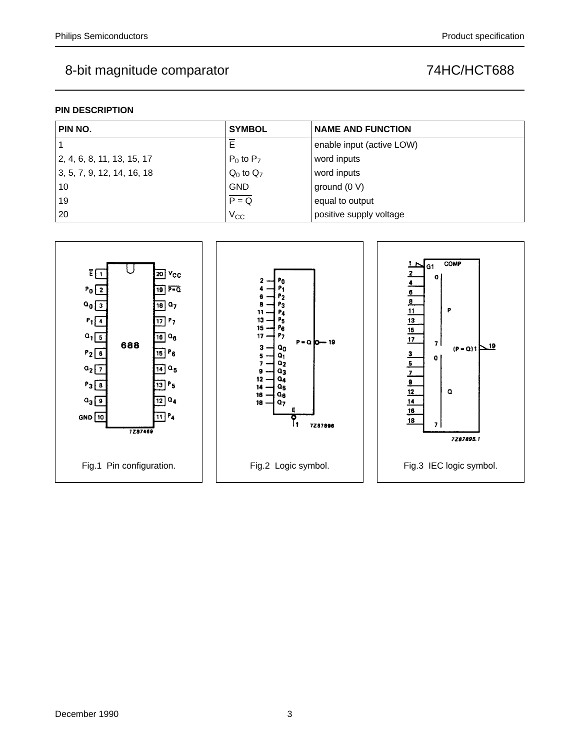## PIN DESCRIPTION

| PIN NO. | SYMBOL | NAME AND FUNCTION |
|---|---|---|
| 1 | $\overline{E}$ | enable input (active LOW) |
| 2, 4, 6, 8, 11, 13, 15, 17 | $P_0$ to $P_7$ | word inputs |
| 3, 5, 7, 9, 12, 14, 16, 18 | $Q_0$ to $Q_7$ | word inputs |
| 10 | GND | ground (0 V) |
| 19 | $\overline{P = Q}$ | equal to output |
| 20 | $V_{CC}$ | positive supply voltage |

Fig.1 Pin configuration.

Fig.2 Logic symbol.

Fig.3 IEC logic symbol.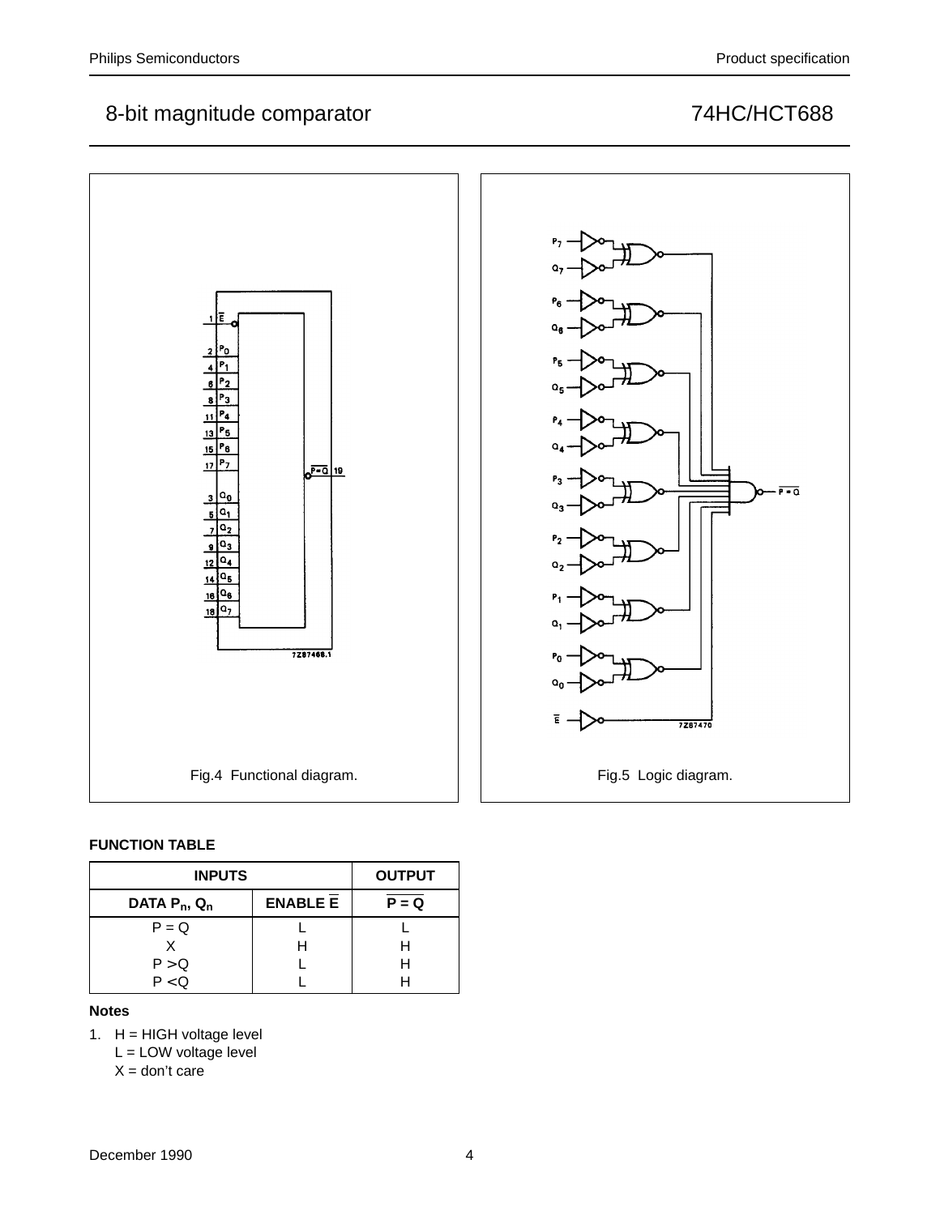# 8-bit magnitude comparator 74HC/HCT688

Fig.4 Functional diagram.

Fig.5 Logic diagram.

**FUNCTION TABLE**

| INPUTS | | OUTPUT |
|---|---|---|
| DATA $P_n$, $Q_n$ | ENABLE $\overline{E}$ | $\overline{P = Q}$ |
| P = Q | L | L |
| X | H | H |
| P > Q | L | H |
| P < Q | L | H |

**Notes**

1. H = HIGH voltage level
   L = LOW voltage level
   X = don't care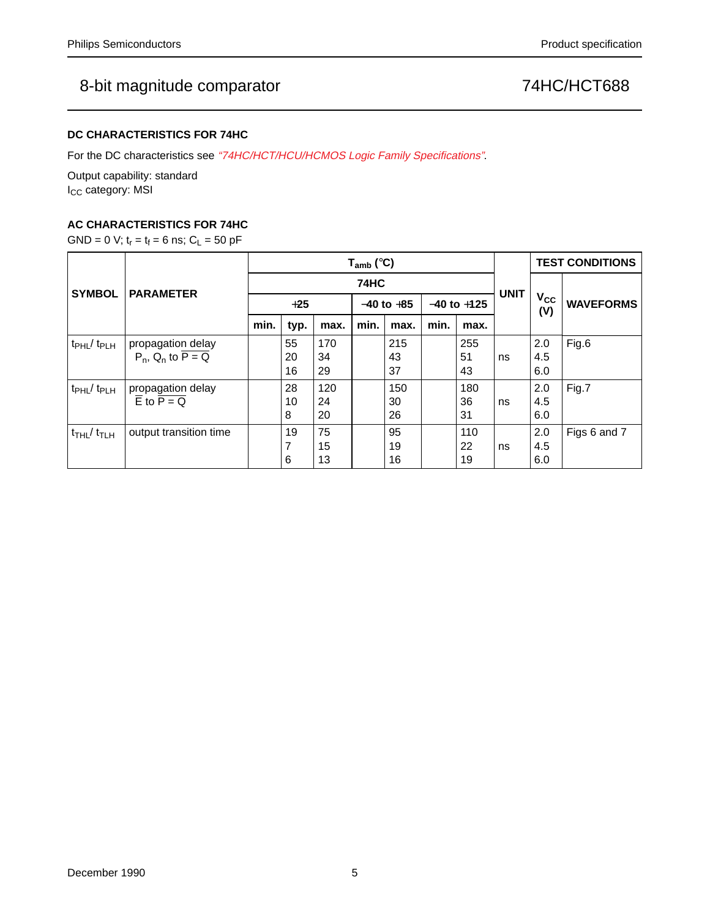### DC CHARACTERISTICS FOR 74HC

For the DC characteristics see *"74HC/HCT/HCU/HCMOS Logic Family Specifications"*.

Output capability: standard
$I_{CC}$ category: MSI

### AC CHARACTERISTICS FOR 74HC

GND = 0 V; $t_r = t_f = 6$ ns; $C_L = 50$ pF

| SYMBOL | PARAMETER | $T_{amb}$ (°C) | | | | | | | UNIT | TEST CONDITIONS | |
|---|---|---|---|---|---|---|---|---|---|---|---|
| | | 74HC | | | | | | | | $V_{CC}$ (V) | WAVEFORMS |
| | | +25 | | | −40 to +85 | | −40 to +125 | | | | |
| | | min. | typ. | max. | min. | max. | min. | max. | | | |
| $t_{PHL}$/ $t_{PLH}$ | propagation delay $P_n$, $Q_n$ to $\overline{P = Q}$ | | 55<br>20<br>16 | 170<br>34<br>29 | | 215<br>43<br>37 | | 255<br>51<br>43 | ns | 2.0<br>4.5<br>6.0 | Fig.6 |
| $t_{PHL}$/ $t_{PLH}$ | propagation delay $\overline{E}$ to $\overline{P = Q}$ | | 28<br>10<br>8 | 120<br>24<br>20 | | 150<br>30<br>26 | | 180<br>36<br>31 | ns | 2.0<br>4.5<br>6.0 | Fig.7 |
| $t_{THL}$/ $t_{TLH}$ | output transition time | | 19<br>7<br>6 | 75<br>15<br>13 | | 95<br>19<br>16 | | 110<br>22<br>19 | ns | 2.0<br>4.5<br>6.0 | Figs 6 and 7 |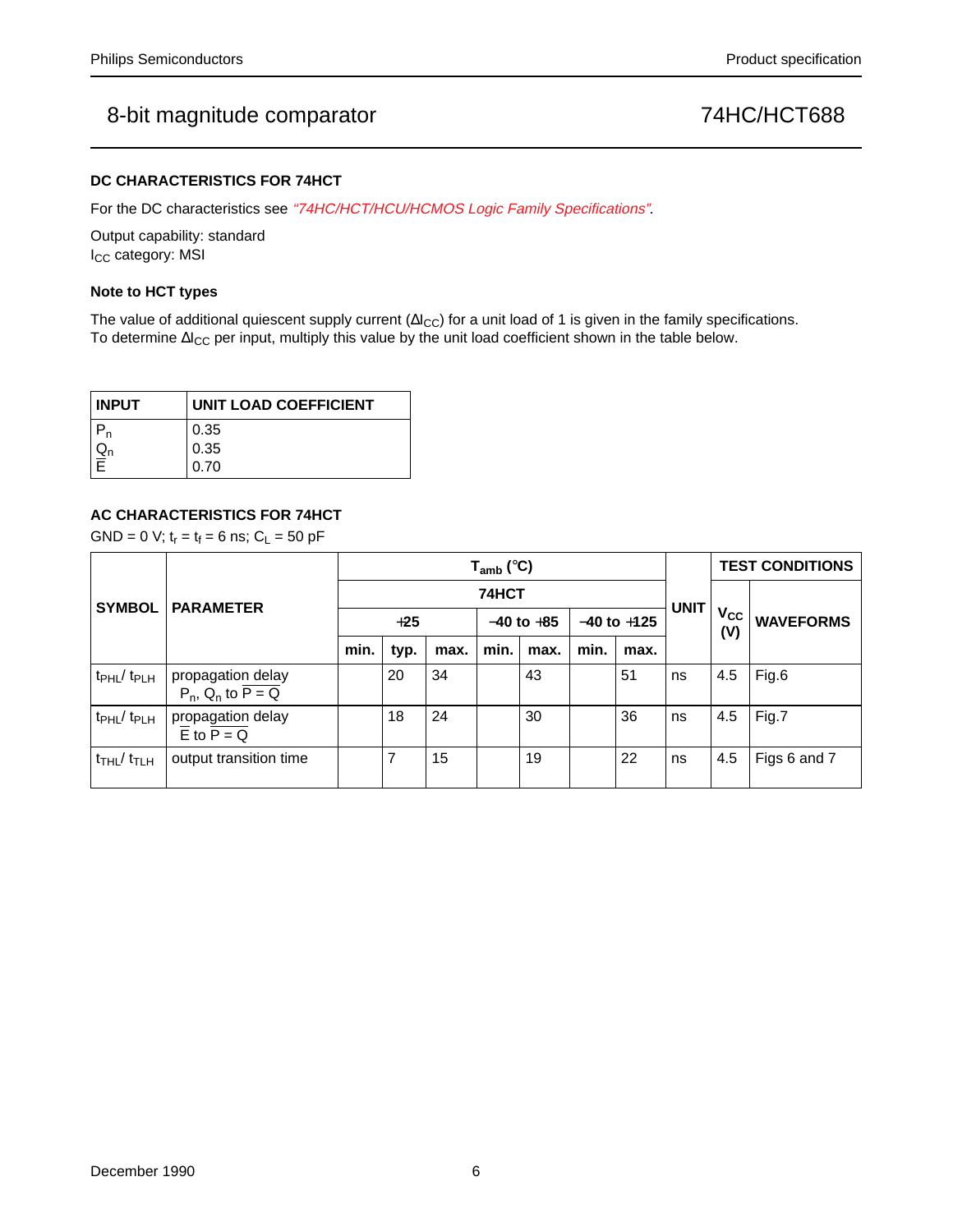## DC CHARACTERISTICS FOR 74HCT

For the DC characteristics see *"74HC/HCT/HCU/HCMOS Logic Family Specifications"*.

Output capability: standard
$I_{CC}$ category: MSI

### Note to HCT types

The value of additional quiescent supply current ($\Delta I_{CC}$) for a unit load of 1 is given in the family specifications. To determine $\Delta I_{CC}$ per input, multiply this value by the unit load coefficient shown in the table below.

| INPUT | UNIT LOAD COEFFICIENT |
|---|---|
| $P_n$ | 0.35 |
| $Q_n$ | 0.35 |
| $\overline{E}$ | 0.70 |

## AC CHARACTERISTICS FOR 74HCT

GND = 0 V; $t_r = t_f = 6$ ns; $C_L = 50$ pF

| SYMBOL | PARAMETER | $T_{amb}$ (°C) | | | | | | | UNIT | TEST CONDITIONS | |
|---|---|---|---|---|---|---|---|---|---|---|---|
| | | 74HCT | | | | | | | | $V_{CC}$ (V) | WAVEFORMS |
| | | +25 | | | −40 to +85 | | −40 to +125 | | | | |
| | | min. | typ. | max. | min. | max. | min. | max. | | | |
| $t_{PHL}$/ $t_{PLH}$ | propagation delay $P_n$, $Q_n$ to $\overline{P = Q}$ | | 20 | 34 | | 43 | | 51 | ns | 4.5 | Fig.6 |
| $t_{PHL}$/ $t_{PLH}$ | propagation delay $\overline{E}$ to $\overline{P = Q}$ | | 18 | 24 | | 30 | | 36 | ns | 4.5 | Fig.7 |
| $t_{THL}$/ $t_{TLH}$ | output transition time | | 7 | 15 | | 19 | | 22 | ns | 4.5 | Figs 6 and 7 |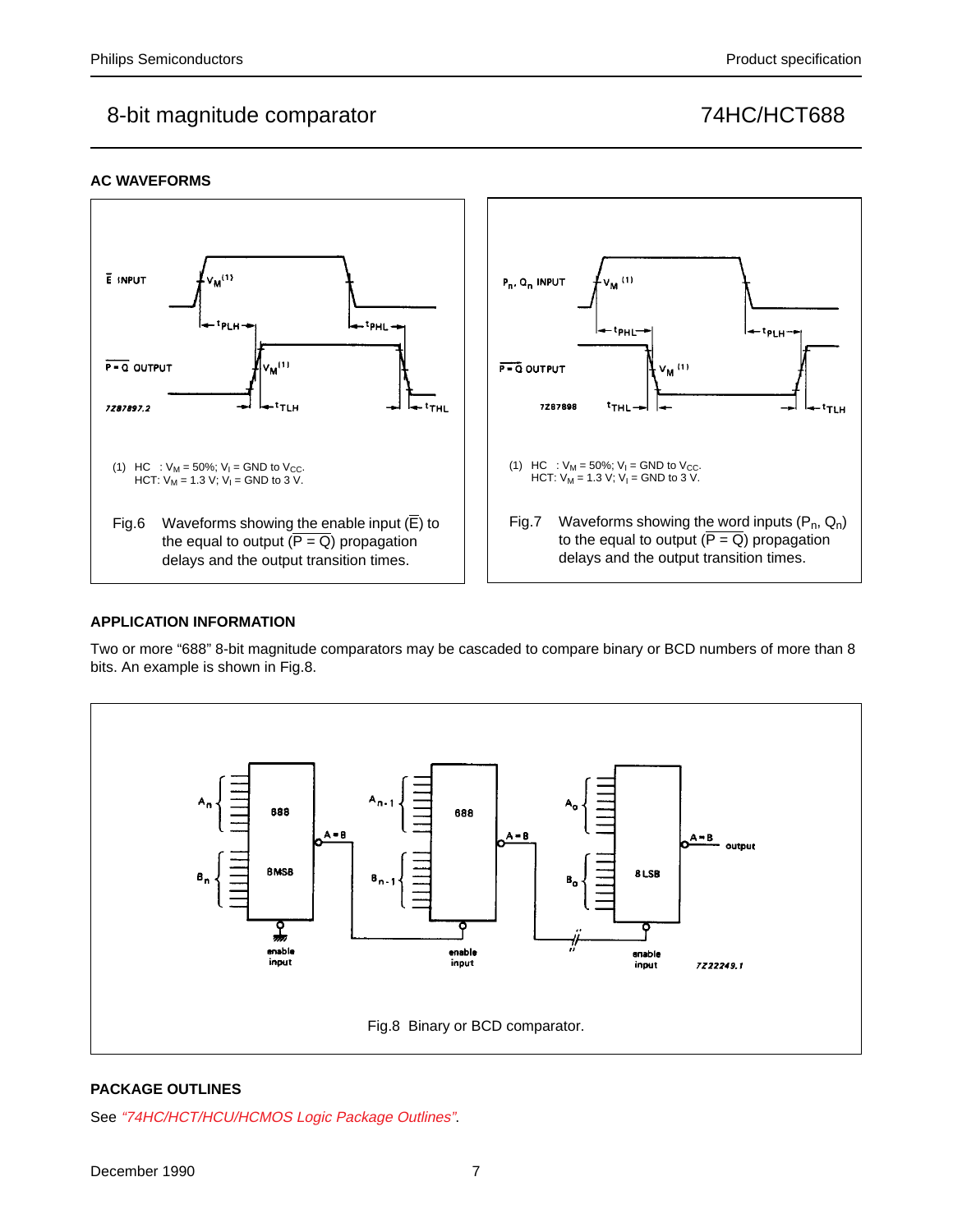## AC WAVEFORMS

$\overline{E}$ INPUT

$V_M$ (1)

$t_{PLH}$

$t_{PHL}$

$\overline{P = Q}$ OUTPUT

$V_M$ (1)

7Z87897.2

$t_{TLH}$

$t_{THL}$

(1) HC : $V_M$ = 50%; $V_I$ = GND to $V_{CC}$.
HCT: $V_M$ = 1.3 V; $V_I$ = GND to 3 V.

Fig.6 Waveforms showing the enable input ($\overline{E}$) to the equal to output ($\overline{P = Q}$) propagation delays and the output transition times.

$P_n$, $Q_n$ INPUT

$V_M$ (1)

$t_{PHL}$

$t_{PLH}$

$\overline{P = Q}$ OUTPUT

$V_M$ (1)

7Z87898

$t_{THL}$

$t_{TLH}$

(1) HC : $V_M$ = 50%; $V_I$ = GND to $V_{CC}$.
HCT: $V_M$ = 1.3 V; $V_I$ = GND to 3 V.

Fig.7 Waveforms showing the word inputs ($P_n$, $Q_n$) to the equal to output ($\overline{P = Q}$) propagation delays and the output transition times.

## APPLICATION INFORMATION

Two or more "688" 8-bit magnitude comparators may be cascaded to compare binary or BCD numbers of more than 8 bits. An example is shown in Fig.8.

$A_n$

$B_n$

688

8MSB

A = B

enable input

$A_{n-1}$

$B_{n-1}$

688

A = B

enable input

$A_0$

$B_0$

8LSB

A = B

output

enable input

7Z22249.1

Fig.8 Binary or BCD comparator.

## PACKAGE OUTLINES

See *"74HC/HCT/HCU/HCMOS Logic Package Outlines"*.